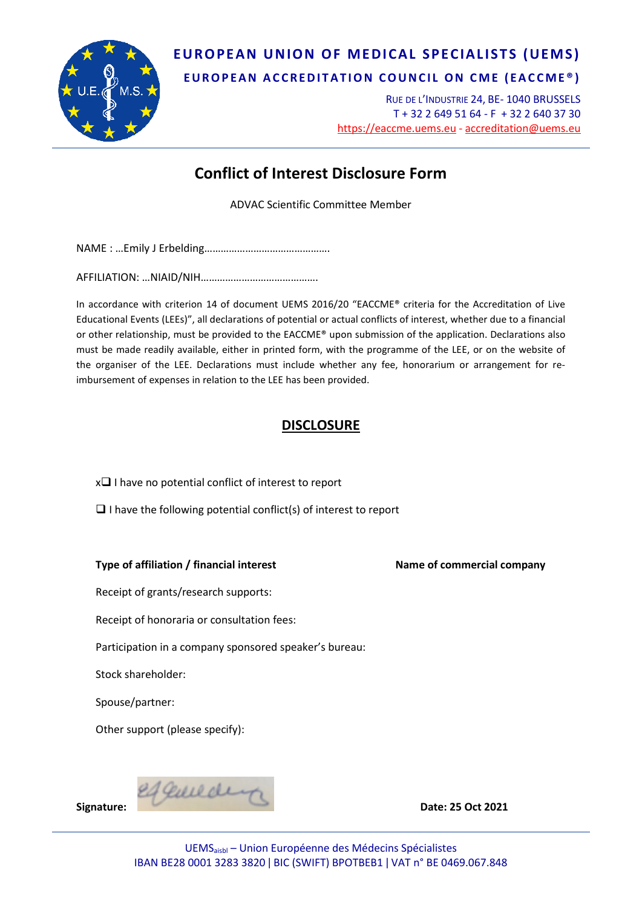**EUROPEAN UNION OF MEDICAL SPECIALISTS (UEMS)**

**EUROPEAN ACCREDITATION COUNCIL ON CME (EACCME®)**

RUE DE L'INDUSTRIE 24, BE- 1040 BRUSSELS
T + 32 2 649 51 64 - F + 32 2 640 37 30
https://eaccme.uems.eu - accreditation@uems.eu

# Conflict of Interest Disclosure Form

ADVAC Scientific Committee Member

NAME : …Emily J Erbelding…………………………………….

AFFILIATION: …NIAID/NIH…………………………………….

In accordance with criterion 14 of document UEMS 2016/20 "EACCME® criteria for the Accreditation of Live Educational Events (LEEs)", all declarations of potential or actual conflicts of interest, whether due to a financial or other relationship, must be provided to the EACCME® upon submission of the application. Declarations also must be made readily available, either in printed form, with the programme of the LEE, or on the website of the organiser of the LEE. Declarations must include whether any fee, honorarium or arrangement for re-imbursement of expenses in relation to the LEE has been provided.

## DISCLOSURE

x❑ I have no potential conflict of interest to report

❑ I have the following potential conflict(s) of interest to report

| **Type of affiliation / financial interest** | **Name of commercial company** |
|---|---|
| Receipt of grants/research supports: | |
| Receipt of honoraria or consultation fees: | |
| Participation in a company sponsored speaker's bureau: | |
| Stock shareholder: | |
| Spouse/partner: | |
| Other support (please specify): | |

**Signature:** eJ Erbelding **Date: 25 Oct 2021**

UEMS$_{aisbl}$ – Union Européenne des Médecins Spécialistes
IBAN BE28 0001 3283 3820 | BIC (SWIFT) BPOTBEB1 | VAT n° BE 0469.067.848